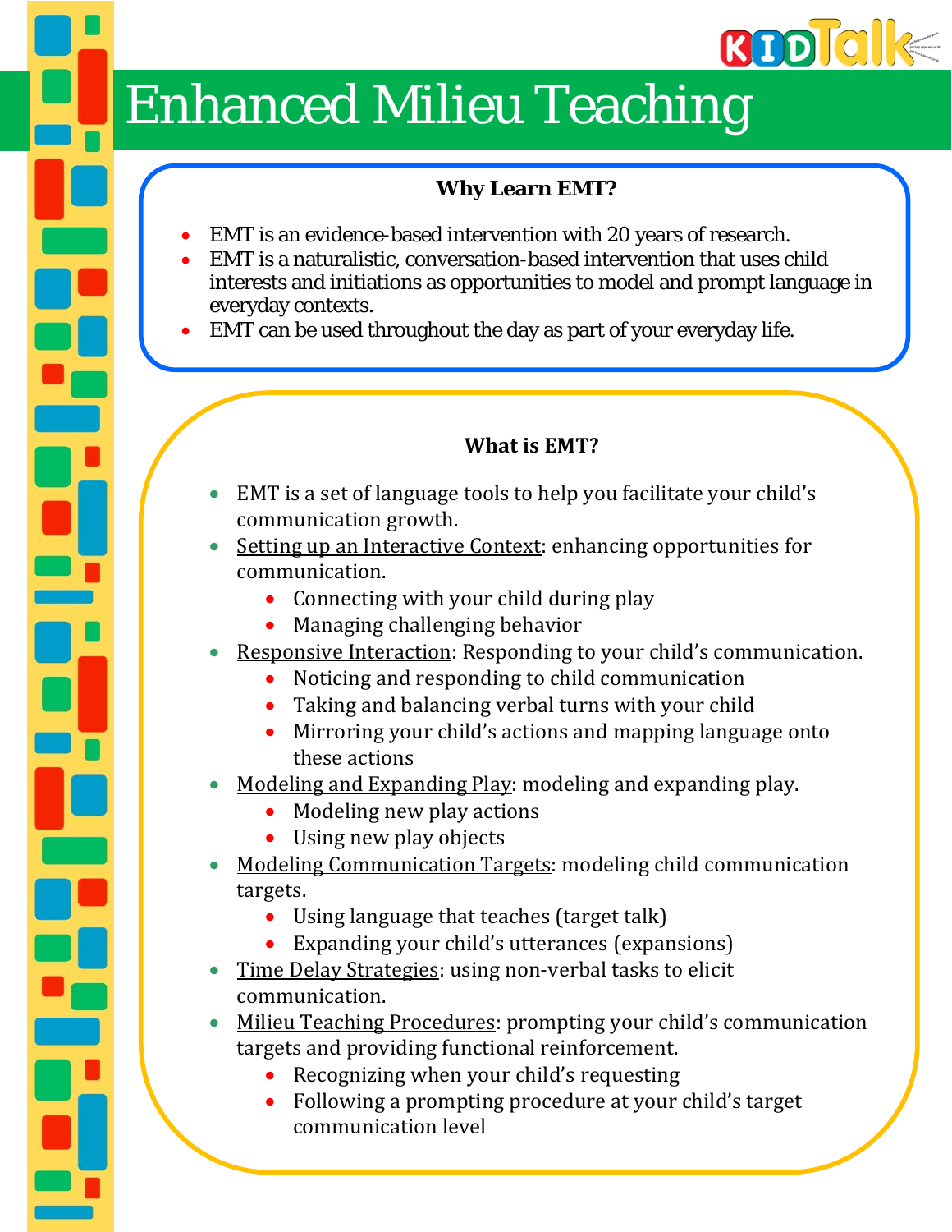# Enhanced Milieu Teaching

### Why Learn EMT?

- EMT is an evidence-based intervention with 20 years of research.
- EMT is a naturalistic, conversation-based intervention that uses child interests and initiations as opportunities to model and prompt language in everyday contexts.
- EMT can be used throughout the day as part of your everyday life.

### What is EMT?

- EMT is a set of language tools to help you facilitate your child's communication growth.
- Setting up an Interactive Context: enhancing opportunities for communication.
  - Connecting with your child during play
  - Managing challenging behavior
- Responsive Interaction: Responding to your child's communication.
  - Noticing and responding to child communication
  - Taking and balancing verbal turns with your child
  - Mirroring your child's actions and mapping language onto these actions
- Modeling and Expanding Play: modeling and expanding play.
  - Modeling new play actions
  - Using new play objects
- Modeling Communication Targets: modeling child communication targets.
  - Using language that teaches (target talk)
  - Expanding your child's utterances (expansions)
- Time Delay Strategies: using non-verbal tasks to elicit communication.
- Milieu Teaching Procedures: prompting your child's communication targets and providing functional reinforcement.
  - Recognizing when your child's requesting
  - Following a prompting procedure at your child's target communication level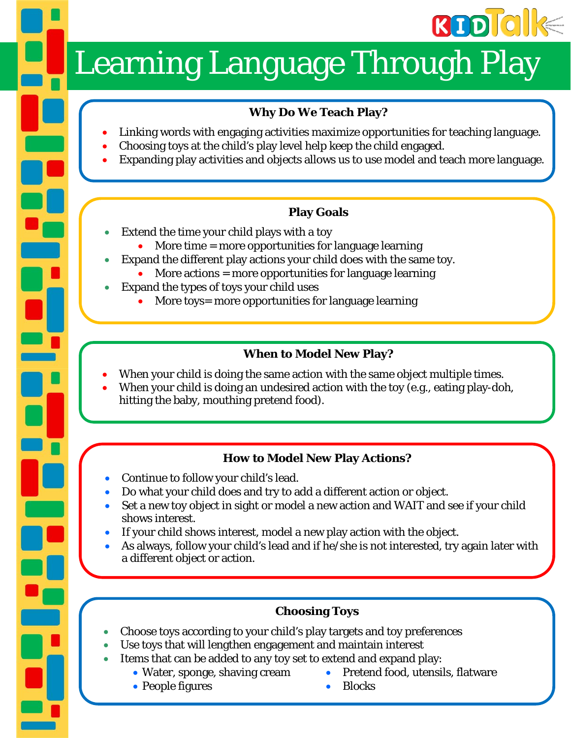# Learning Language Through Play

## Why Do We Teach Play?

- Linking words with engaging activities maximize opportunities for teaching language.
- Choosing toys at the child's play level help keep the child engaged.
- Expanding play activities and objects allows us to use model and teach more language.

## Play Goals

- Extend the time your child plays with a toy
  - More time = more opportunities for language learning
- Expand the different play actions your child does with the same toy.
  - More actions = more opportunities for language learning
- Expand the types of toys your child uses
  - More toys= more opportunities for language learning

## When to Model New Play?

- When your child is doing the same action with the same object multiple times.
- When your child is doing an undesired action with the toy (e.g., eating play-doh, hitting the baby, mouthing pretend food).

## How to Model New Play Actions?

- Continue to follow your child's lead.
- Do what your child does and try to add a different action or object.
- Set a new toy object in sight or model a new action and WAIT and see if your child shows interest.
- If your child shows interest, model a new play action with the object.
- As always, follow your child's lead and if he/she is not interested, try again later with a different object or action.

## Choosing Toys

- Choose toys according to your child's play targets and toy preferences
- Use toys that will lengthen engagement and maintain interest
- Items that can be added to any toy set to extend and expand play:
  - Water, sponge, shaving cream
  - People figures
  - Pretend food, utensils, flatware
  - Blocks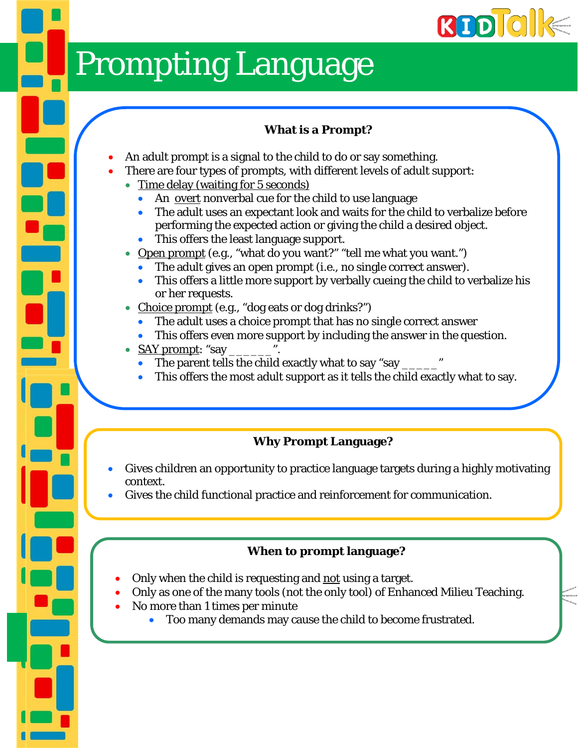# Prompting Language

### What is a Prompt?

- An adult prompt is a signal to the child to do or say something.
- There are four types of prompts, with different levels of adult support:
  - Time delay (waiting for 5 seconds)
    - An overt nonverbal cue for the child to use language
    - The adult uses an expectant look and waits for the child to verbalize before performing the expected action or giving the child a desired object.
    - This offers the least language support.
  - Open prompt (e.g., "what do you want?" "tell me what you want.")
    - The adult gives an open prompt (i.e., no single correct answer).
    - This offers a little more support by verbally cueing the child to verbalize his or her requests.
  - Choice prompt (e.g., "dog eats or dog drinks?")
    - The adult uses a choice prompt that has no single correct answer
    - This offers even more support by including the answer in the question.
  - SAY prompt: "say ______".
    - The parent tells the child exactly what to say "say _____"
    - This offers the most adult support as it tells the child exactly what to say.

### Why Prompt Language?

- Gives children an opportunity to practice language targets during a highly motivating context.
- Gives the child functional practice and reinforcement for communication.

### When to prompt language?

- Only when the child is requesting and not using a target.
- Only as one of the many tools (not the only tool) of Enhanced Milieu Teaching.
- No more than 1 times per minute
  - Too many demands may cause the child to become frustrated.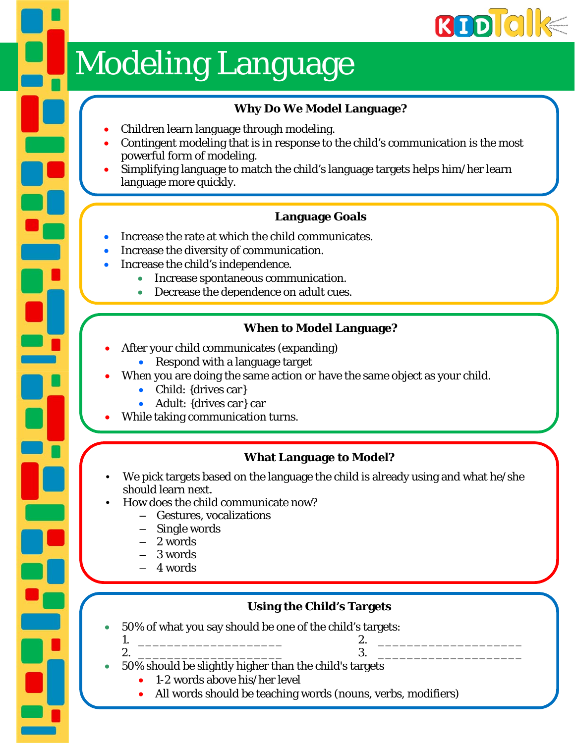# Modeling Language

### Why Do We Model Language?

- Children learn language through modeling.
- Contingent modeling that is in response to the child's communication is the most powerful form of modeling.
- Simplifying language to match the child's language targets helps him/her learn language more quickly.

### Language Goals

- Increase the rate at which the child communicates.
- Increase the diversity of communication.
- Increase the child's independence.
  - Increase spontaneous communication.
  - Decrease the dependence on adult cues.

### When to Model Language?

- After your child communicates (expanding)
  - Respond with a language target
- When you are doing the same action or have the same object as your child.
  - Child: {drives car}
  - Adult: {drives car} car
- While taking communication turns.

### What Language to Model?

- We pick targets based on the language the child is already using and what he/she should learn next.
- How does the child communicate now?
  - Gestures, vocalizations
  - Single words
  - 2 words
  - 3 words
  - 4 words

### Using the Child's Targets

- 50% of what you say should be one of the child's targets:
  1. ____________________
  2. ____________________
  2. ____________________
  3. ____________________
- 50% should be slightly higher than the child's targets
  - 1-2 words above his/her level
  - All words should be teaching words (nouns, verbs, modifiers)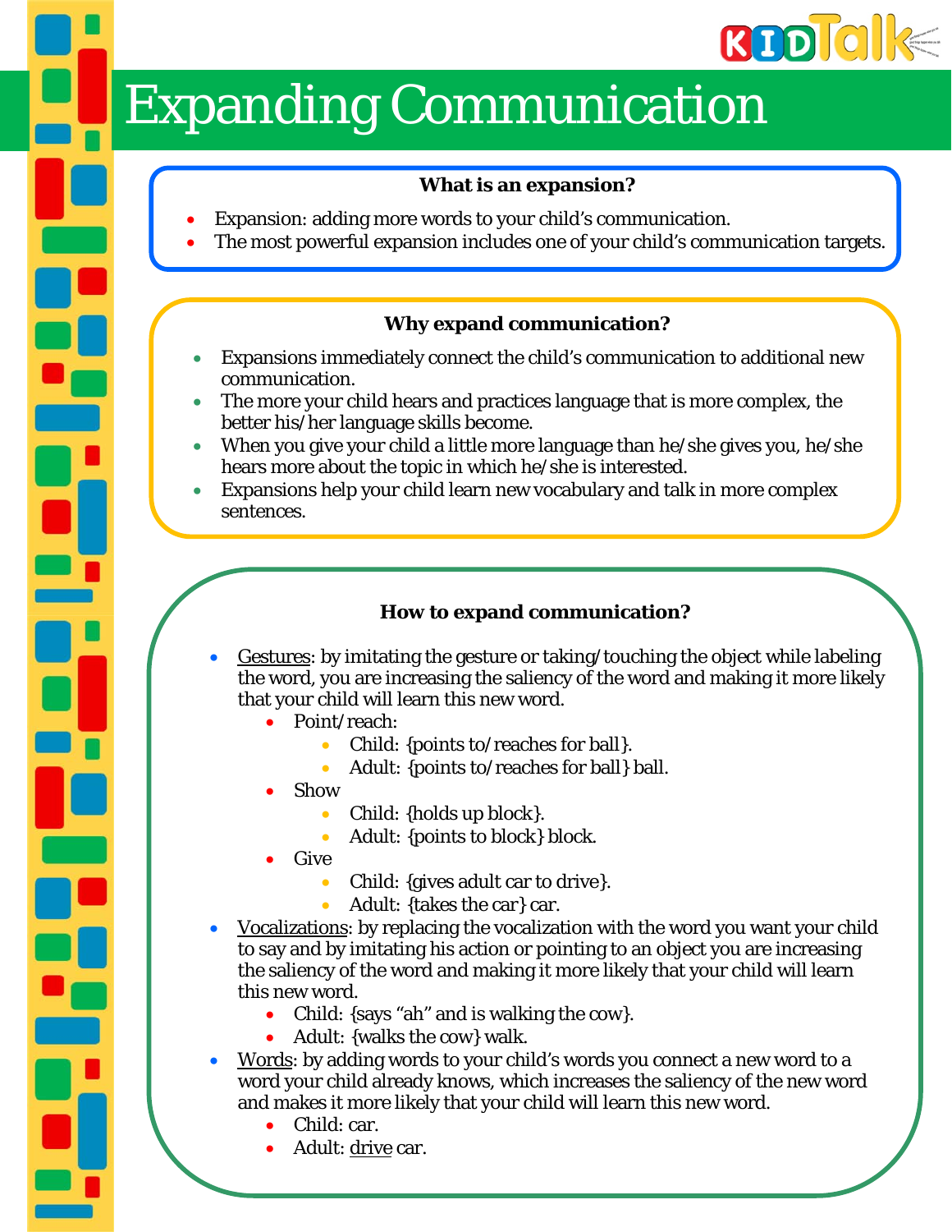# Expanding Communication

## What is an expansion?

- Expansion: adding more words to your child's communication.
- The most powerful expansion includes one of your child's communication targets.

## Why expand communication?

- Expansions immediately connect the child's communication to additional new communication.
- The more your child hears and practices language that is more complex, the better his/her language skills become.
- When you give your child a little more language than he/she gives you, he/she hears more about the topic in which he/she is interested.
- Expansions help your child learn new vocabulary and talk in more complex sentences.

## How to expand communication?

- <u>Gestures</u>: by imitating the gesture or taking/touching the object while labeling the word, you are increasing the saliency of the word and making it more likely that your child will learn this new word.
  - Point/reach:
    - Child: {points to/reaches for ball}.
    - Adult: {points to/reaches for ball} ball.
  - Show
    - Child: {holds up block}.
    - Adult: {points to block} block.
  - Give
    - Child: {gives adult car to drive}.
    - Adult: {takes the car} car.
- <u>Vocalizations</u>: by replacing the vocalization with the word you want your child to say and by imitating his action or pointing to an object you are increasing the saliency of the word and making it more likely that your child will learn this new word.
  - Child: {says "ah" and is walking the cow}.
  - Adult: {walks the cow} walk.
- <u>Words</u>: by adding words to your child's words you connect a new word to a word your child already knows, which increases the saliency of the new word and makes it more likely that your child will learn this new word.
  - Child: car.
  - Adult: <u>drive</u> car.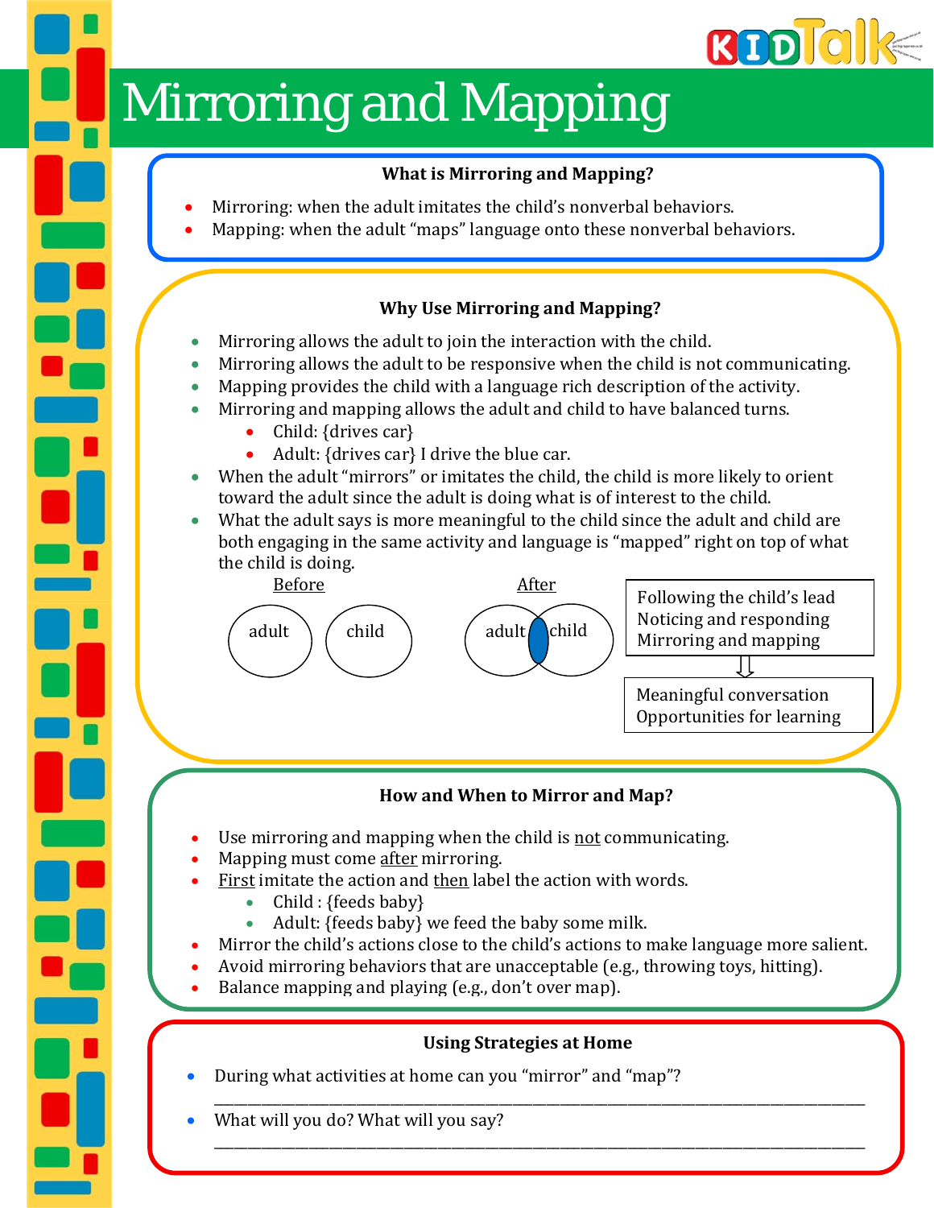# Mirroring and Mapping

## What is Mirroring and Mapping?

- Mirroring: when the adult imitates the child's nonverbal behaviors.
- Mapping: when the adult "maps" language onto these nonverbal behaviors.

## Why Use Mirroring and Mapping?

- Mirroring allows the adult to join the interaction with the child.
- Mirroring allows the adult to be responsive when the child is not communicating.
- Mapping provides the child with a language rich description of the activity.
- Mirroring and mapping allows the adult and child to have balanced turns.
  - Child: {drives car}
  - Adult: {drives car} I drive the blue car.
- When the adult "mirrors" or imitates the child, the child is more likely to orient toward the adult since the adult is doing what is of interest to the child.
- What the adult says is more meaningful to the child since the adult and child are both engaging in the same activity and language is "mapped" right on top of what the child is doing.

Before: adult | child

After: adult | child (overlapping)

Following the child's lead
Noticing and responding
Mirroring and mapping

⇩

Meaningful conversation
Opportunities for learning

## How and When to Mirror and Map?

- Use mirroring and mapping when the child is not communicating.
- Mapping must come after mirroring.
- First imitate the action and then label the action with words.
  - Child : {feeds baby}
  - Adult: {feeds baby} we feed the baby some milk.
- Mirror the child's actions close to the child's actions to make language more salient.
- Avoid mirroring behaviors that are unacceptable (e.g., throwing toys, hitting).
- Balance mapping and playing (e.g., don't over map).

## Using Strategies at Home

- During what activities at home can you "mirror" and "map"?

  ______________________________________________________________________________

- What will you do? What will you say?

  ______________________________________________________________________________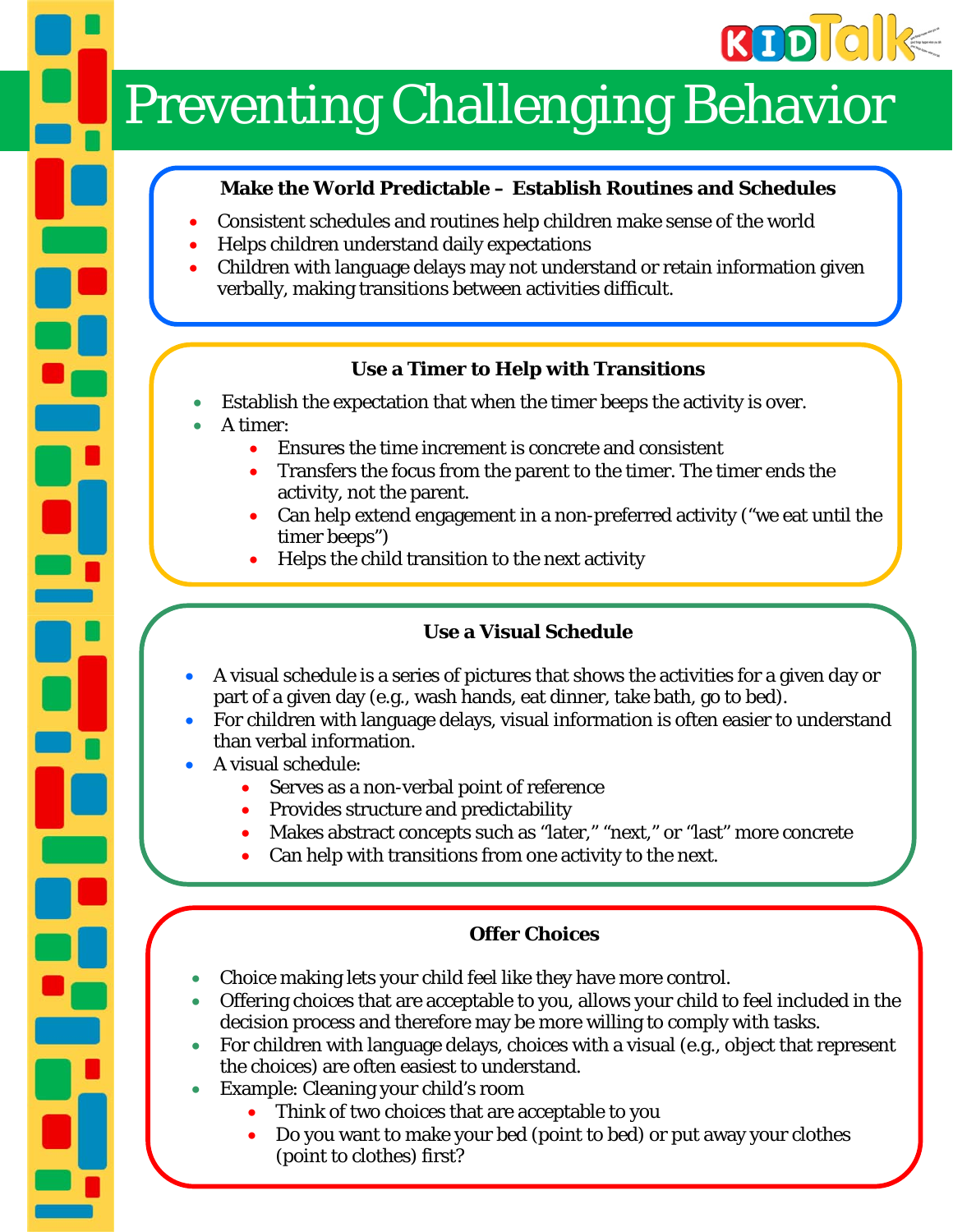# Preventing Challenging Behavior

## Make the World Predictable – Establish Routines and Schedules

- Consistent schedules and routines help children make sense of the world
- Helps children understand daily expectations
- Children with language delays may not understand or retain information given verbally, making transitions between activities difficult.

## Use a Timer to Help with Transitions

- Establish the expectation that when the timer beeps the activity is over.
- A timer:
  - Ensures the time increment is concrete and consistent
  - Transfers the focus from the parent to the timer. The timer ends the activity, not the parent.
  - Can help extend engagement in a non-preferred activity ("we eat until the timer beeps")
  - Helps the child transition to the next activity

## Use a Visual Schedule

- A visual schedule is a series of pictures that shows the activities for a given day or part of a given day (e.g., wash hands, eat dinner, take bath, go to bed).
- For children with language delays, visual information is often easier to understand than verbal information.
- A visual schedule:
  - Serves as a non-verbal point of reference
  - Provides structure and predictability
  - Makes abstract concepts such as "later," "next," or "last" more concrete
  - Can help with transitions from one activity to the next.

## Offer Choices

- Choice making lets your child feel like they have more control.
- Offering choices that are acceptable to you, allows your child to feel included in the decision process and therefore may be more willing to comply with tasks.
- For children with language delays, choices with a visual (e.g., object that represent the choices) are often easiest to understand.
- Example: Cleaning your child's room
  - Think of two choices that are acceptable to you
  - Do you want to make your bed (point to bed) or put away your clothes (point to clothes) first?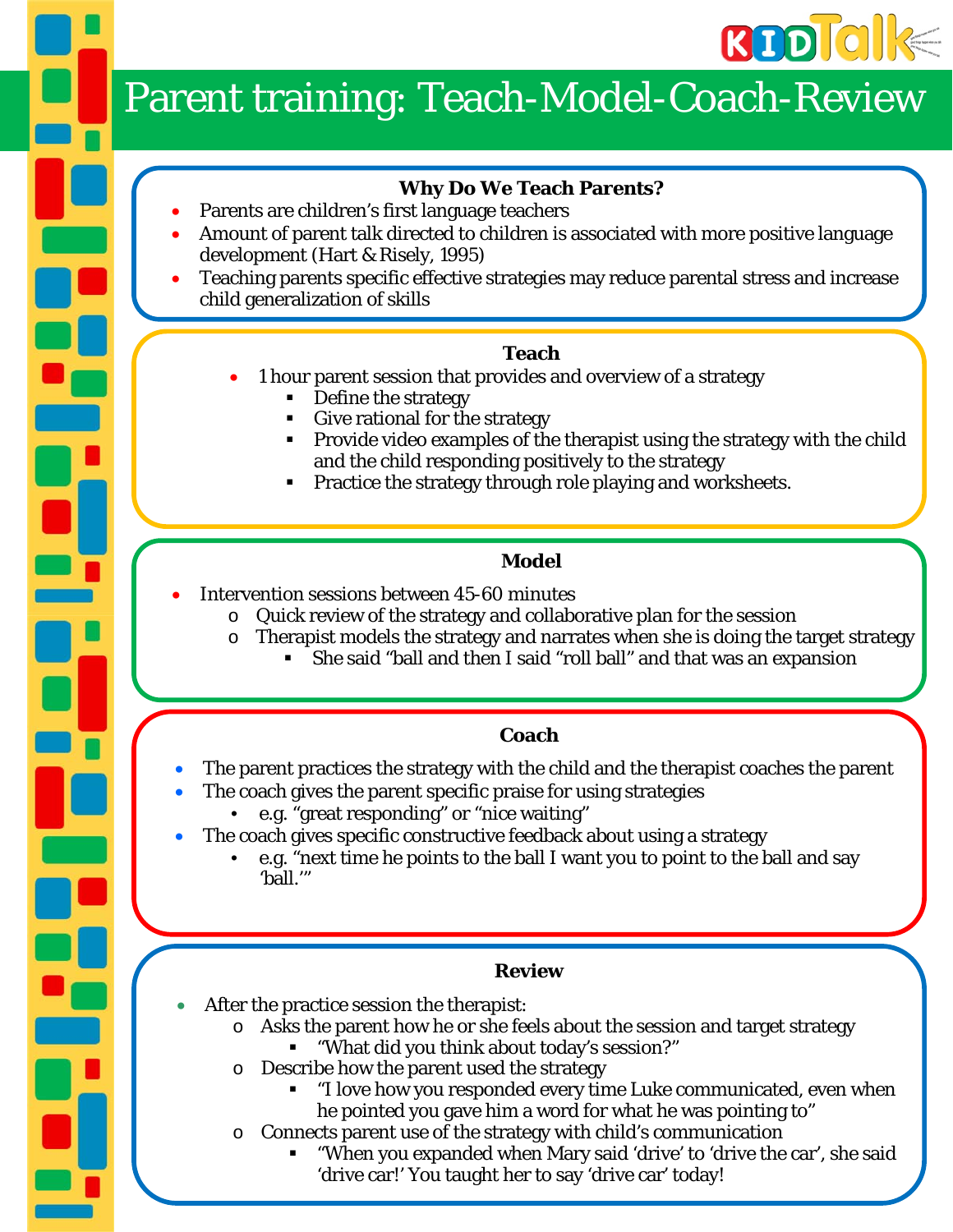# Parent training: Teach-Model-Coach-Review

### Why Do We Teach Parents?

- Parents are children's first language teachers
- Amount of parent talk directed to children is associated with more positive language development (Hart & Risely, 1995)
- Teaching parents specific effective strategies may reduce parental stress and increase child generalization of skills

### Teach

- 1 hour parent session that provides and overview of a strategy
  - Define the strategy
  - Give rational for the strategy
  - Provide video examples of the therapist using the strategy with the child and the child responding positively to the strategy
  - Practice the strategy through role playing and worksheets.

### Model

- Intervention sessions between 45-60 minutes
  - Quick review of the strategy and collaborative plan for the session
  - Therapist models the strategy and narrates when she is doing the target strategy
    - She said "ball and then I said "roll ball" and that was an expansion

### Coach

- The parent practices the strategy with the child and the therapist coaches the parent
- The coach gives the parent specific praise for using strategies
  - e.g. "great responding" or "nice waiting"
- The coach gives specific constructive feedback about using a strategy
  - e.g. "next time he points to the ball I want you to point to the ball and say 'ball.'"

### Review

- After the practice session the therapist:
  - Asks the parent how he or she feels about the session and target strategy
    - "What did you think about today's session?"
  - Describe how the parent used the strategy
    - "I love how you responded every time Luke communicated, even when he pointed you gave him a word for what he was pointing to"
  - Connects parent use of the strategy with child's communication
    - "When you expanded when Mary said 'drive' to 'drive the car', she said 'drive car!' You taught her to say 'drive car' today!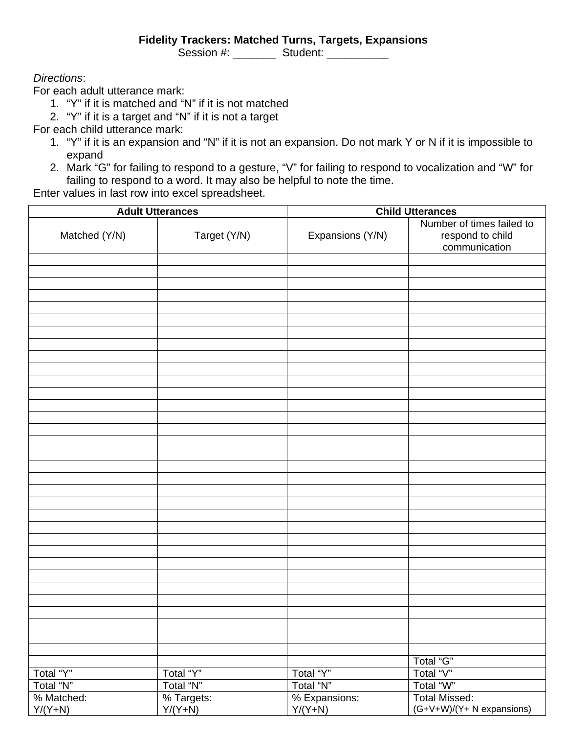**Fidelity Trackers: Matched Turns, Targets, Expansions**

Session #: _______ Student: __________

*Directions*:

For each adult utterance mark:

1. "Y" if it is matched and "N" if it is not matched
2. "Y" if it is a target and "N" if it is not a target

For each child utterance mark:

1. "Y" if it is an expansion and "N" if it is not an expansion. Do not mark Y or N if it is impossible to expand
2. Mark "G" for failing to respond to a gesture, "V" for failing to respond to vocalization and "W" for failing to respond to a word. It may also be helpful to note the time.

Enter values in last row into excel spreadsheet.

| Adult Utterances | | Child Utterances | |
|---|---|---|---|
| Matched (Y/N) | Target (Y/N) | Expansions (Y/N) | Number of times failed to respond to child communication |
| | | | |
| | | | |
| | | | |
| | | | |
| | | | |
| | | | |
| | | | |
| | | | |
| | | | |
| | | | |
| | | | |
| | | | |
| | | | |
| | | | |
| | | | |
| | | | |
| | | | |
| | | | |
| | | | |
| | | | |
| | | | |
| | | | |
| | | | |
| | | | |
| | | | |
| | | | |
| | | | |
| | | | |
| | | | |
| | | | |
| | | | |
| | | | |
| | | | |
| | | | Total "G" |
| Total "Y" | Total "Y" | Total "Y" | Total "V" |
| Total "N" | Total "N" | Total "N" | Total "W" |
| % Matched: Y/(Y+N) | % Targets: Y/(Y+N) | % Expansions: Y/(Y+N) | Total Missed: (G+V+W)/(Y+ N expansions) |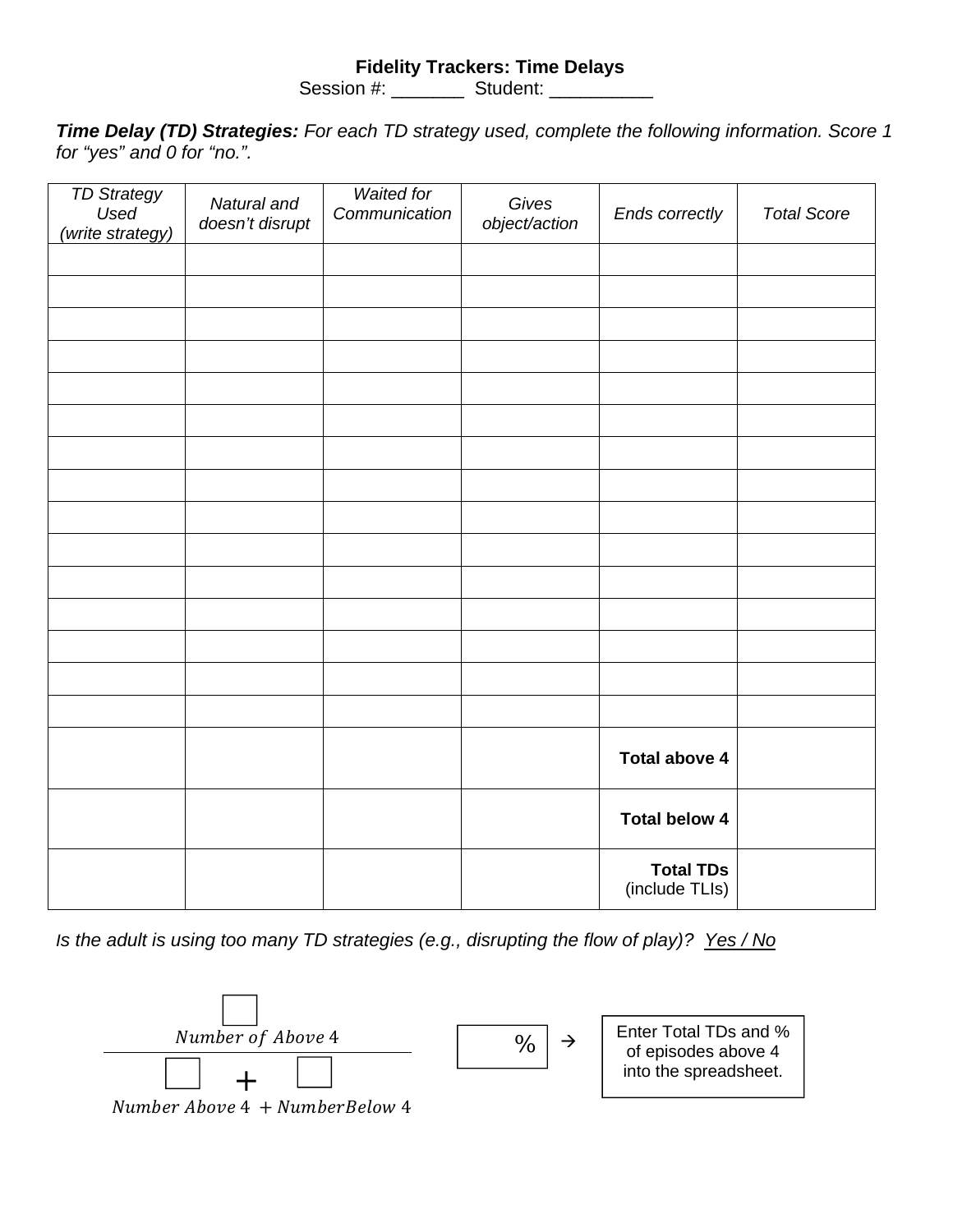**Fidelity Trackers: Time Delays**

Session #: _______ Student: __________

***Time Delay (TD) Strategies:*** *For each TD strategy used, complete the following information. Score 1 for "yes" and 0 for "no.".*

| *TD Strategy Used (write strategy)* | *Natural and doesn't disrupt* | *Waited for Communication* | *Gives object/action* | *Ends correctly* | *Total Score* |
|---|---|---|---|---|---|
| | | | | | |
| | | | | | |
| | | | | | |
| | | | | | |
| | | | | | |
| | | | | | |
| | | | | | |
| | | | | | |
| | | | | | |
| | | | | | |
| | | | | | |
| | | | | | |
| | | | | | |
| | | | | | |
| | | | | | |
| | | | | **Total above 4** | |
| | | | | **Total below 4** | |
| | | | | **Total TDs** (include TLIs) | |

*Is the adult is using too many TD strategies (e.g., disrupting the flow of play)?* *Yes / No*

$$\frac{\square \atop Number\ of\ Above\ 4}{\square + \square \atop Number\ Above\ 4\ + Number Below\ 4}$$

[ ] % →

Enter Total TDs and % of episodes above 4 into the spreadsheet.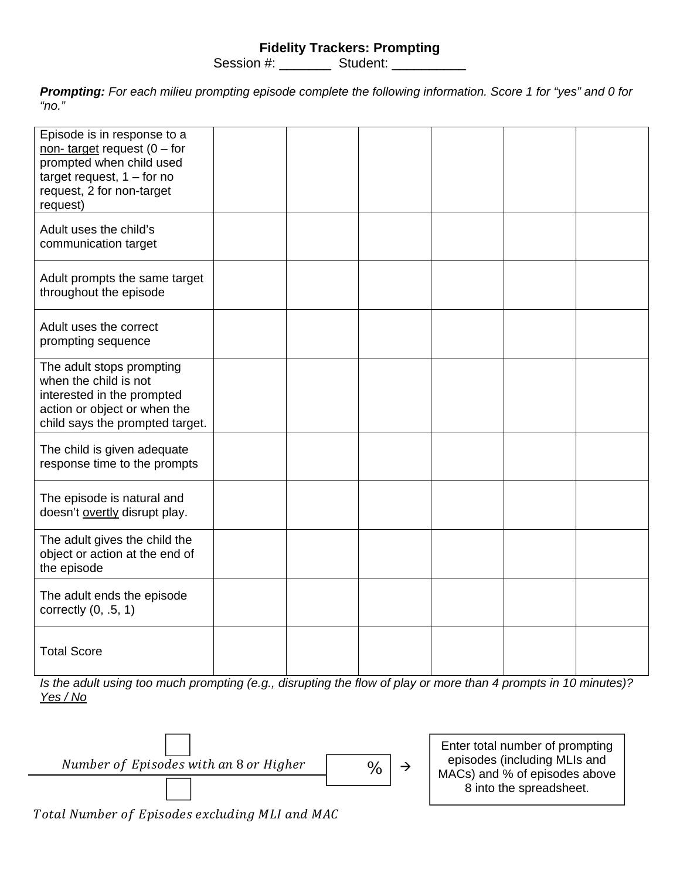**Fidelity Trackers: Prompting**

Session #: _______ Student: __________

***Prompting:*** *For each milieu prompting episode complete the following information. Score 1 for "yes" and 0 for "no."*

| | | | | | | |
|---|---|---|---|---|---|---|
| Episode is in response to a non- target request (0 – for prompted when child used target request, 1 – for no request, 2 for non-target request) | | | | | | |
| Adult uses the child's communication target | | | | | | |
| Adult prompts the same target throughout the episode | | | | | | |
| Adult uses the correct prompting sequence | | | | | | |
| The adult stops prompting when the child is not interested in the prompted action or object or when the child says the prompted target. | | | | | | |
| The child is given adequate response time to the prompts | | | | | | |
| The episode is natural and doesn't overtly disrupt play. | | | | | | |
| The adult gives the child the object or action at the end of the episode | | | | | | |
| The adult ends the episode correctly (0, .5, 1) | | | | | | |
| Total Score | | | | | | |

*Is the adult using too much prompting (e.g., disrupting the flow of play or more than 4 prompts in 10 minutes)?* *Yes / No*

$$\frac{\textit{Number of Episodes with an 8 or Higher} \; \square}{\square \; \textit{Total Number of Episodes excluding MLI and MAC}} = \square\,\% \rightarrow$$

Enter total number of prompting episodes (including MLIs and MACs) and % of episodes above 8 into the spreadsheet.